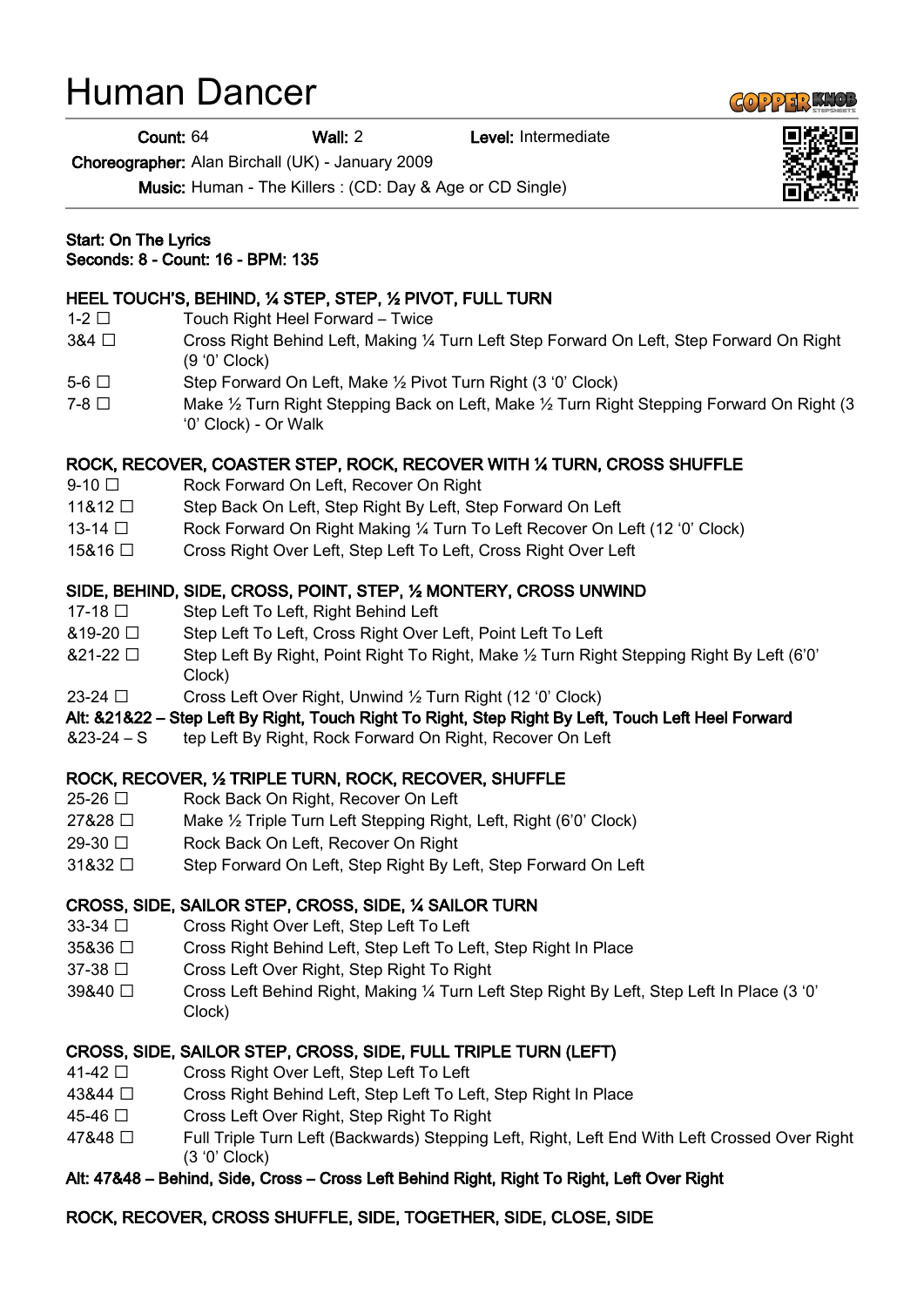# Human Dancer

**Count:** 64 **Wall:** 2 **Level:** Intermediate

**Choreographer:** Alan Birchall (UK) - January 2009

**Music:** Human - The Killers : (CD: Day & Age or CD Single)

**Start: On The Lyrics**
**Seconds: 8 - Count: 16 - BPM: 135**

**HEEL TOUCH'S, BEHIND, ¼ STEP, STEP, ½ PIVOT, FULL TURN**

| | |
|---|---|
| 1-2 ☐ | Touch Right Heel Forward – Twice |
| 3&4 ☐ | Cross Right Behind Left, Making ¼ Turn Left Step Forward On Left, Step Forward On Right (9 '0' Clock) |
| 5-6 ☐ | Step Forward On Left, Make ½ Pivot Turn Right (3 '0' Clock) |
| 7-8 ☐ | Make ½ Turn Right Stepping Back on Left, Make ½ Turn Right Stepping Forward On Right (3 '0' Clock) - Or Walk |

**ROCK, RECOVER, COASTER STEP, ROCK, RECOVER WITH ¼ TURN, CROSS SHUFFLE**

| | |
|---|---|
| 9-10 ☐ | Rock Forward On Left, Recover On Right |
| 11&12 ☐ | Step Back On Left, Step Right By Left, Step Forward On Left |
| 13-14 ☐ | Rock Forward On Right Making ¼ Turn To Left Recover On Left (12 '0' Clock) |
| 15&16 ☐ | Cross Right Over Left, Step Left To Left, Cross Right Over Left |

**SIDE, BEHIND, SIDE, CROSS, POINT, STEP, ½ MONTERY, CROSS UNWIND**

| | |
|---|---|
| 17-18 ☐ | Step Left To Left, Right Behind Left |
| &19-20 ☐ | Step Left To Left, Cross Right Over Left, Point Left To Left |
| &21-22 ☐ | Step Left By Right, Point Right To Right, Make ½ Turn Right Stepping Right By Left (6'0' Clock) |
| 23-24 ☐ | Cross Left Over Right, Unwind ½ Turn Right (12 '0' Clock) |

**Alt: &21&22 – Step Left By Right, Touch Right To Right, Step Right By Left, Touch Left Heel Forward**

| | |
|---|---|
| &23-24 – S | tep Left By Right, Rock Forward On Right, Recover On Left |

**ROCK, RECOVER, ½ TRIPLE TURN, ROCK, RECOVER, SHUFFLE**

| | |
|---|---|
| 25-26 ☐ | Rock Back On Right, Recover On Left |
| 27&28 ☐ | Make ½ Triple Turn Left Stepping Right, Left, Right (6'0' Clock) |
| 29-30 ☐ | Rock Back On Left, Recover On Right |
| 31&32 ☐ | Step Forward On Left, Step Right By Left, Step Forward On Left |

**CROSS, SIDE, SAILOR STEP, CROSS, SIDE, ¼ SAILOR TURN**

| | |
|---|---|
| 33-34 ☐ | Cross Right Over Left, Step Left To Left |
| 35&36 ☐ | Cross Right Behind Left, Step Left To Left, Step Right In Place |
| 37-38 ☐ | Cross Left Over Right, Step Right To Right |
| 39&40 ☐ | Cross Left Behind Right, Making ¼ Turn Left Step Right By Left, Step Left In Place (3 '0' Clock) |

**CROSS, SIDE, SAILOR STEP, CROSS, SIDE, FULL TRIPLE TURN (LEFT)**

| | |
|---|---|
| 41-42 ☐ | Cross Right Over Left, Step Left To Left |
| 43&44 ☐ | Cross Right Behind Left, Step Left To Left, Step Right In Place |
| 45-46 ☐ | Cross Left Over Right, Step Right To Right |
| 47&48 ☐ | Full Triple Turn Left (Backwards) Stepping Left, Right, Left End With Left Crossed Over Right (3 '0' Clock) |

**Alt: 47&48 – Behind, Side, Cross – Cross Left Behind Right, Right To Right, Left Over Right**

**ROCK, RECOVER, CROSS SHUFFLE, SIDE, TOGETHER, SIDE, CLOSE, SIDE**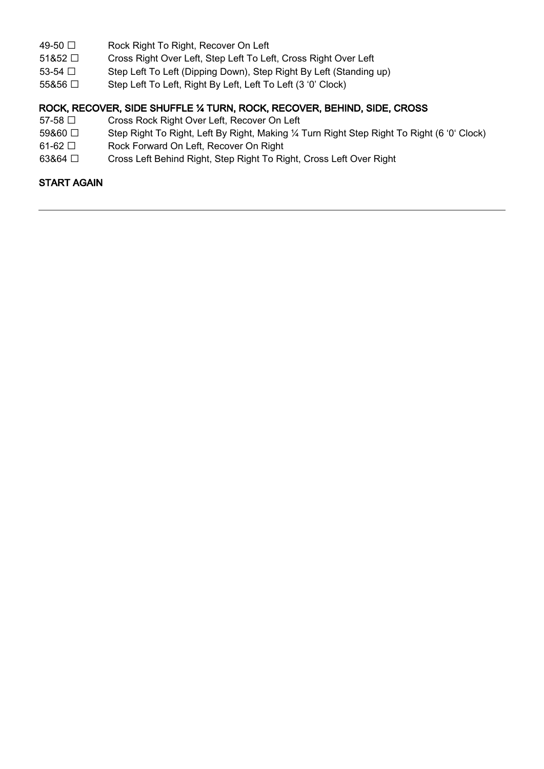49-50 ☐ Rock Right To Right, Recover On Left
51&52 ☐ Cross Right Over Left, Step Left To Left, Cross Right Over Left
53-54 ☐ Step Left To Left (Dipping Down), Step Right By Left (Standing up)
55&56 ☐ Step Left To Left, Right By Left, Left To Left (3 '0' Clock)

**ROCK, RECOVER, SIDE SHUFFLE ¼ TURN, ROCK, RECOVER, BEHIND, SIDE, CROSS**

57-58 ☐ Cross Rock Right Over Left, Recover On Left
59&60 ☐ Step Right To Right, Left By Right, Making ¼ Turn Right Step Right To Right (6 '0' Clock)
61-62 ☐ Rock Forward On Left, Recover On Right
63&64 ☐ Cross Left Behind Right, Step Right To Right, Cross Left Over Right

**START AGAIN**

---